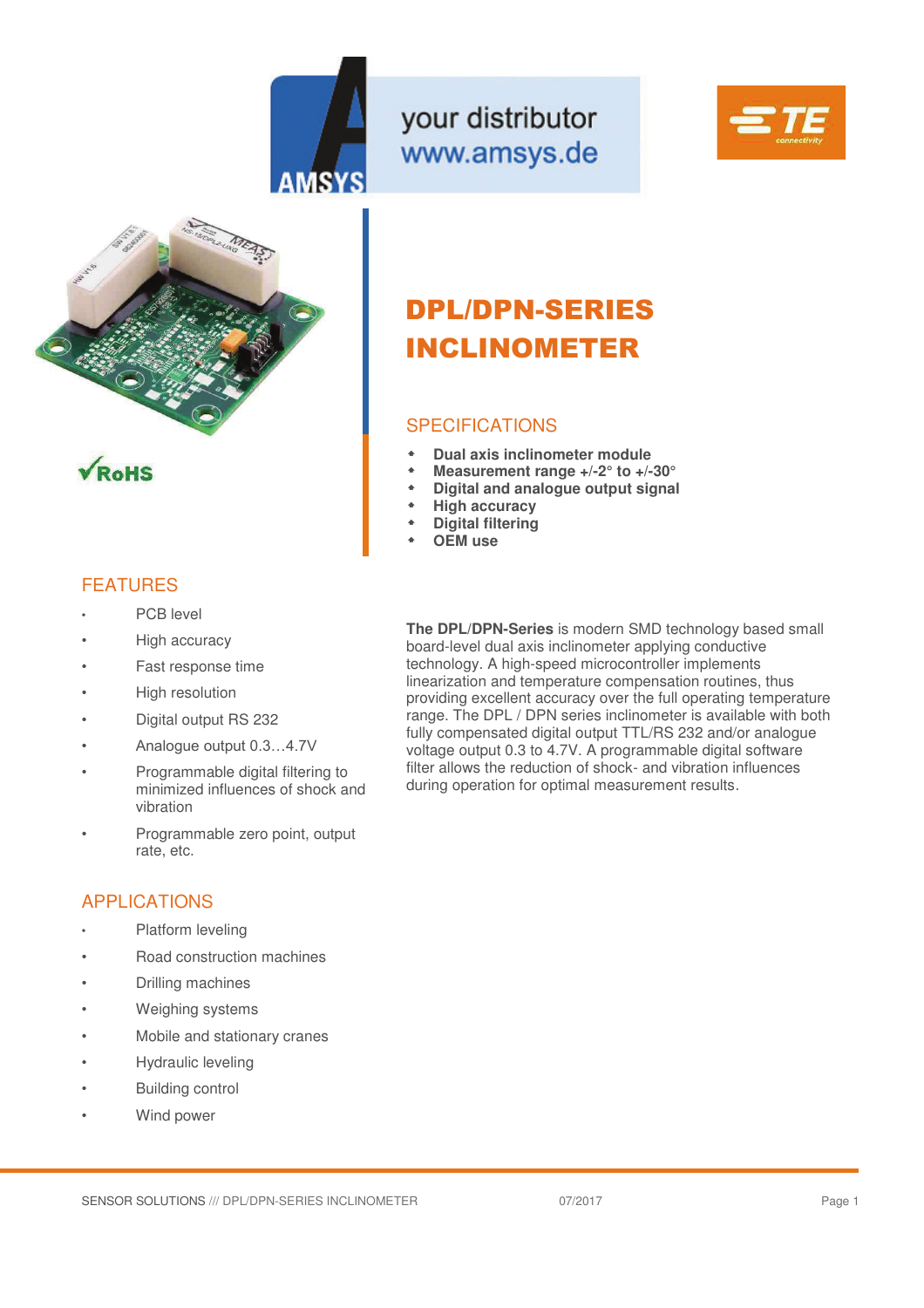your distributor
www.amsys.de

✓RoHS

# DPL/DPN-SERIES INCLINOMETER

## SPECIFICATIONS

- **Dual axis inclinometer module**
- **Measurement range +/-2° to +/-30°**
- **Digital and analogue output signal**
- **High accuracy**
- **Digital filtering**
- **OEM use**

## FEATURES

- PCB level
- High accuracy
- Fast response time
- High resolution
- Digital output RS 232
- Analogue output 0.3…4.7V
- Programmable digital filtering to minimized influences of shock and vibration
- Programmable zero point, output rate, etc.

## APPLICATIONS

- Platform leveling
- Road construction machines
- Drilling machines
- Weighing systems
- Mobile and stationary cranes
- Hydraulic leveling
- Building control
- Wind power

**The DPL/DPN-Series** is modern SMD technology based small board-level dual axis inclinometer applying conductive technology. A high-speed microcontroller implements linearization and temperature compensation routines, thus providing excellent accuracy over the full operating temperature range. The DPL / DPN series inclinometer is available with both fully compensated digital output TTL/RS 232 and/or analogue voltage output 0.3 to 4.7V. A programmable digital software filter allows the reduction of shock- and vibration influences during operation for optimal measurement results.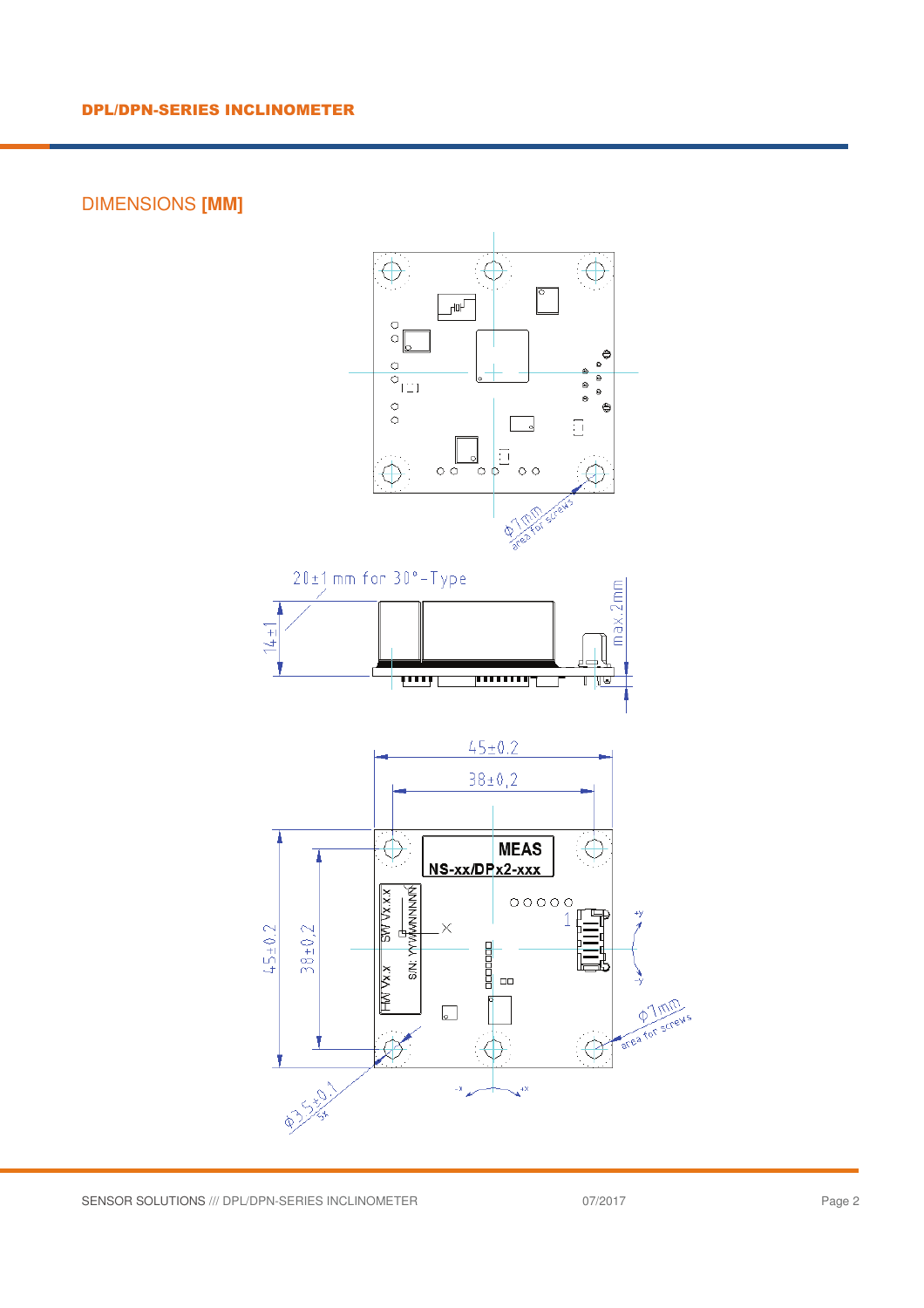## DIMENSIONS [MM]

Ø7mm area for screws

20±1 mm for 30°-Type

14±1

max.2mm

45±0.2

38±0,2

45±0.2

38±0,2

MEAS

NS-xx/DPx2-xxx

SW Vx.x.x

S/N: YYWWNNNNN

HW Vx.x

Ø7mm area for screws

Ø3,5±0,1 3x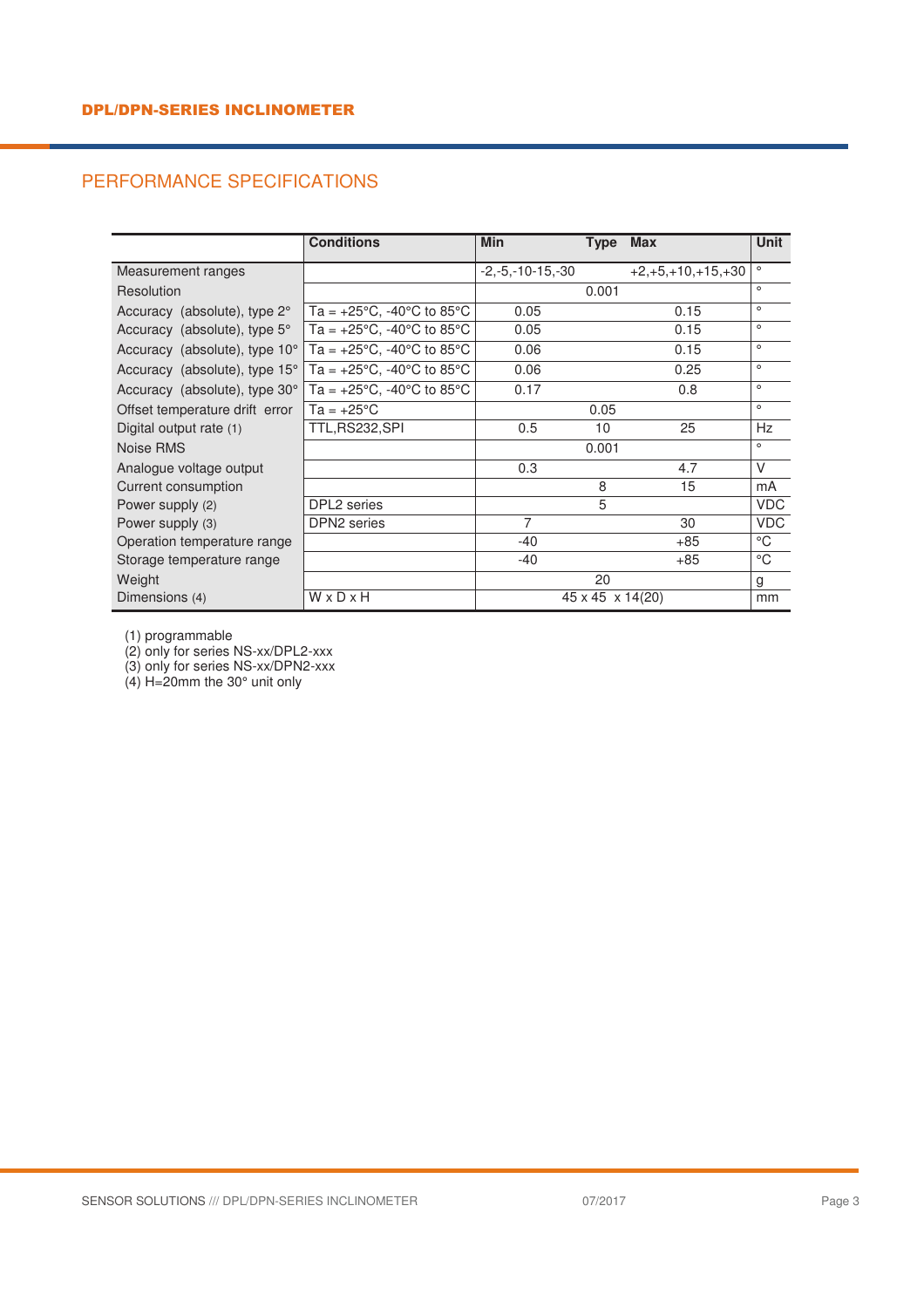# DPL/DPN-SERIES INCLINOMETER

## PERFORMANCE SPECIFICATIONS

| | Conditions | Min | Type | Max | Unit |
|---|---|---|---|---|---|
| Measurement ranges | | -2,-5,-10-15,-30 | | +2,+5,+10,+15,+30 | ° |
| Resolution | | | 0.001 | | ° |
| Accuracy (absolute), type 2° | Ta = +25°C, -40°C to 85°C | 0.05 | | 0.15 | ° |
| Accuracy (absolute), type 5° | Ta = +25°C, -40°C to 85°C | 0.05 | | 0.15 | ° |
| Accuracy (absolute), type 10° | Ta = +25°C, -40°C to 85°C | 0.06 | | 0.15 | ° |
| Accuracy (absolute), type 15° | Ta = +25°C, -40°C to 85°C | 0.06 | | 0.25 | ° |
| Accuracy (absolute), type 30° | Ta = +25°C, -40°C to 85°C | 0.17 | | 0.8 | ° |
| Offset temperature drift error | Ta = +25°C | | 0.05 | | ° |
| Digital output rate (1) | TTL,RS232,SPI | 0.5 | 10 | 25 | Hz |
| Noise RMS | | | 0.001 | | ° |
| Analogue voltage output | | 0.3 | | 4.7 | V |
| Current consumption | | | 8 | 15 | mA |
| Power supply (2) | DPL2 series | | 5 | | VDC |
| Power supply (3) | DPN2 series | 7 | | 30 | VDC |
| Operation temperature range | | -40 | | +85 | °C |
| Storage temperature range | | -40 | | +85 | °C |
| Weight | | | 20 | | g |
| Dimensions (4) | W x D x H | | 45 x 45 x 14(20) | | mm |

(1) programmable
(2) only for series NS-xx/DPL2-xxx
(3) only for series NS-xx/DPN2-xxx
(4) H=20mm the 30° unit only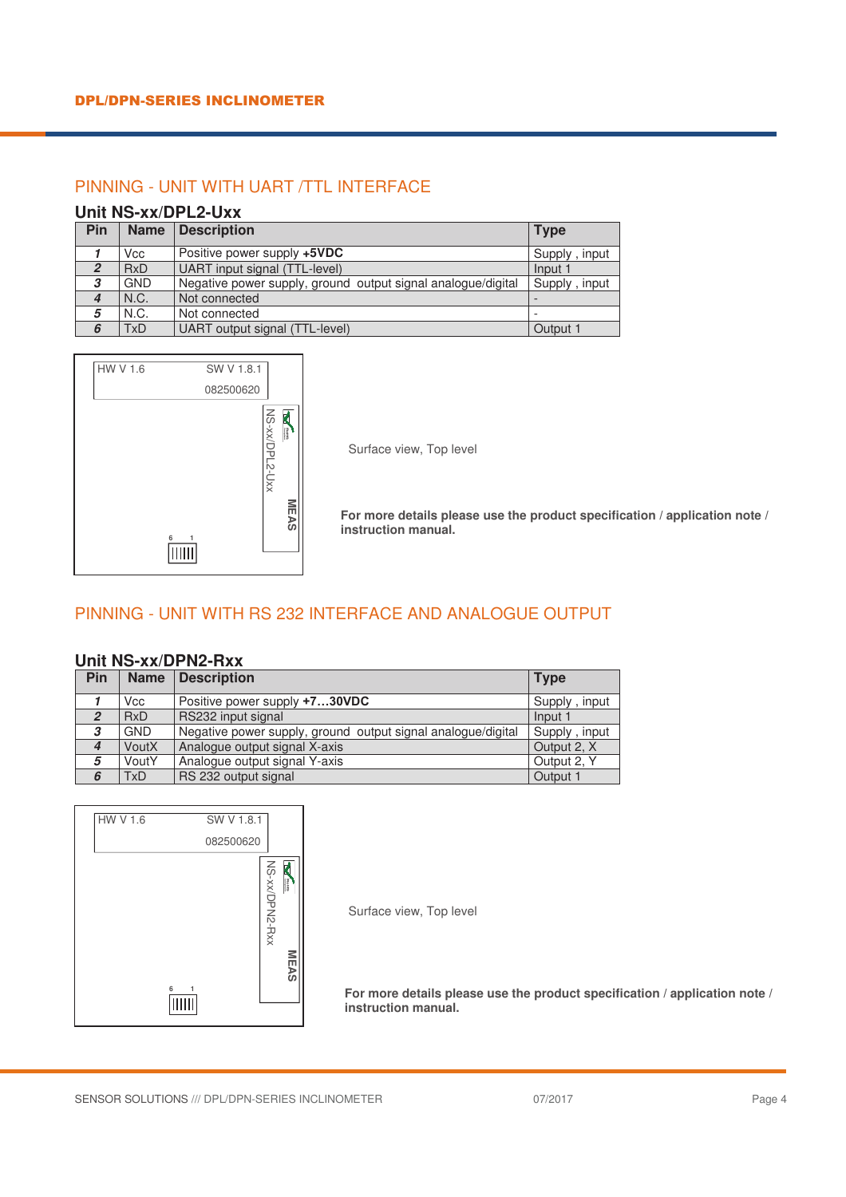## PINNING - UNIT WITH UART /TTL INTERFACE

### Unit NS-xx/DPL2-Uxx

| Pin | Name | Description | Type |
|---|---|---|---|
| *1* | Vcc | Positive power supply **+5VDC** | Supply , input |
| *2* | RxD | UART input signal (TTL-level) | Input 1 |
| *3* | GND | Negative power supply, ground  output signal analogue/digital | Supply , input |
| *4* | N.C. | Not connected | - |
| *5* | N.C. | Not connected | - |
| *6* | TxD | UART output signal (TTL-level) | Output 1 |

HW V 1.6 SW V 1.8.1 082500620

NS-xx/DPL2-Uxx MEAS

6 1

Surface view, Top level

**For more details please use the product specification / application note / instruction manual.**

## PINNING - UNIT WITH RS 232 INTERFACE AND ANALOGUE OUTPUT

### Unit NS-xx/DPN2-Rxx

| Pin | Name | Description | Type |
|---|---|---|---|
| *1* | Vcc | Positive power supply **+7…30VDC** | Supply , input |
| *2* | RxD | RS232 input signal | Input 1 |
| *3* | GND | Negative power supply, ground  output signal analogue/digital | Supply , input |
| *4* | VoutX | Analogue output signal X-axis | Output 2, X |
| *5* | VoutY | Analogue output signal Y-axis | Output 2, Y |
| *6* | TxD | RS 232 output signal | Output 1 |

HW V 1.6 SW V 1.8.1 082500620

NS-xx/DPN2-Rxx MEAS

6 1

Surface view, Top level

**For more details please use the product specification / application note / instruction manual.**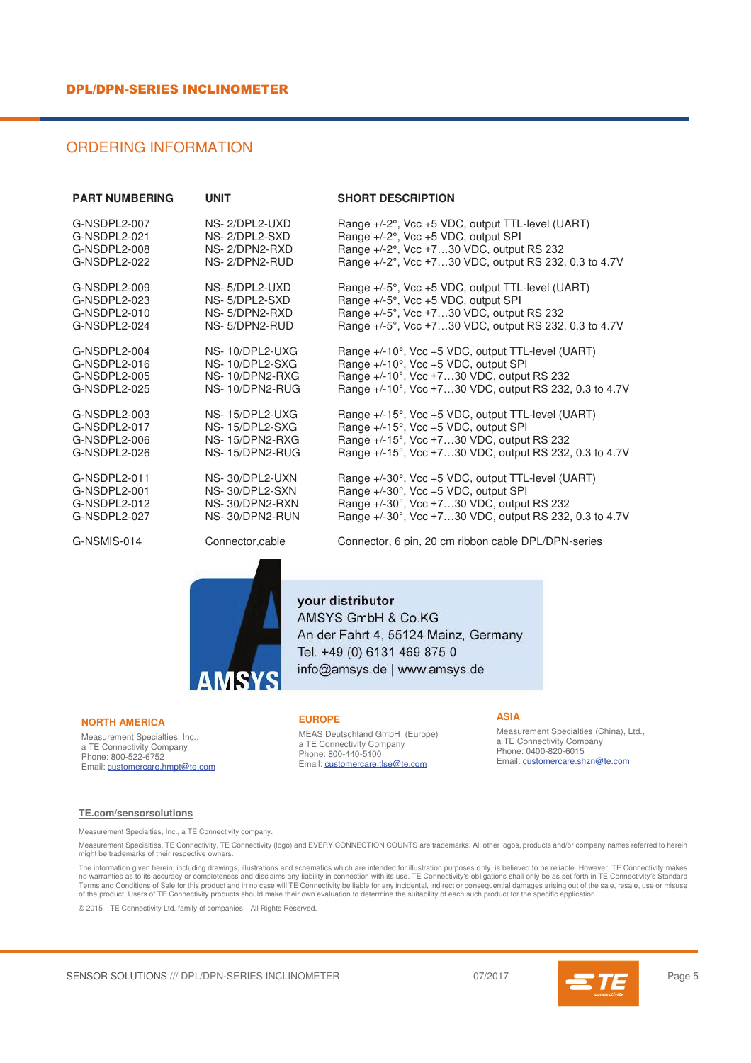## ORDERING INFORMATION

| PART NUMBERING | UNIT | SHORT DESCRIPTION |
|---|---|---|
| G-NSDPL2-007 | NS- 2/DPL2-UXD | Range +/-2°, Vcc +5 VDC, output TTL-level (UART) |
| G-NSDPL2-021 | NS- 2/DPL2-SXD | Range +/-2°, Vcc +5 VDC, output SPI |
| G-NSDPL2-008 | NS- 2/DPN2-RXD | Range +/-2°, Vcc +7…30 VDC, output RS 232 |
| G-NSDPL2-022 | NS- 2/DPN2-RUD | Range +/-2°, Vcc +7…30 VDC, output RS 232, 0.3 to 4.7V |
| G-NSDPL2-009 | NS- 5/DPL2-UXD | Range +/-5°, Vcc +5 VDC, output TTL-level (UART) |
| G-NSDPL2-023 | NS- 5/DPL2-SXD | Range +/-5°, Vcc +5 VDC, output SPI |
| G-NSDPL2-010 | NS- 5/DPN2-RXD | Range +/-5°, Vcc +7…30 VDC, output RS 232 |
| G-NSDPL2-024 | NS- 5/DPN2-RUD | Range +/-5°, Vcc +7…30 VDC, output RS 232, 0.3 to 4.7V |
| G-NSDPL2-004 | NS- 10/DPL2-UXG | Range +/-10°, Vcc +5 VDC, output TTL-level (UART) |
| G-NSDPL2-016 | NS- 10/DPL2-SXG | Range +/-10°, Vcc +5 VDC, output SPI |
| G-NSDPL2-005 | NS- 10/DPN2-RXG | Range +/-10°, Vcc +7…30 VDC, output RS 232 |
| G-NSDPL2-025 | NS- 10/DPN2-RUG | Range +/-10°, Vcc +7…30 VDC, output RS 232, 0.3 to 4.7V |
| G-NSDPL2-003 | NS- 15/DPL2-UXG | Range +/-15°, Vcc +5 VDC, output TTL-level (UART) |
| G-NSDPL2-017 | NS- 15/DPL2-SXG | Range +/-15°, Vcc +5 VDC, output SPI |
| G-NSDPL2-006 | NS- 15/DPN2-RXG | Range +/-15°, Vcc +7…30 VDC, output RS 232 |
| G-NSDPL2-026 | NS- 15/DPN2-RUG | Range +/-15°, Vcc +7…30 VDC, output RS 232, 0.3 to 4.7V |
| G-NSDPL2-011 | NS- 30/DPL2-UXN | Range +/-30°, Vcc +5 VDC, output TTL-level (UART) |
| G-NSDPL2-001 | NS- 30/DPL2-SXN | Range +/-30°, Vcc +5 VDC, output SPI |
| G-NSDPL2-012 | NS- 30/DPN2-RXN | Range +/-30°, Vcc +7…30 VDC, output RS 232 |
| G-NSDPL2-027 | NS- 30/DPN2-RUN | Range +/-30°, Vcc +7…30 VDC, output RS 232, 0.3 to 4.7V |
| G-NSMIS-014 | Connector,cable | Connector, 6 pin, 20 cm ribbon cable DPL/DPN-series |

AMSYS

**your distributor**
AMSYS GmbH & Co.KG
An der Fahrt 4, 55124 Mainz, Germany
Tel. +49 (0) 6131 469 875 0
info@amsys.de | www.amsys.de

**NORTH AMERICA**

Measurement Specialties, Inc.,
a TE Connectivity Company
Phone: 800-522-6752
Email: customercare.hmpt@te.com

**EUROPE**

MEAS Deutschland GmbH (Europe)
a TE Connectivity Company
Phone: 800-440-5100
Email: customercare.tlse@te.com

**ASIA**

Measurement Specialties (China), Ltd.,
a TE Connectivity Company
Phone: 0400-820-6015
Email: customercare.shzn@te.com

**TE.com/sensorsolutions**

Measurement Specialties, Inc., a TE Connectivity company.

Measurement Specialties, TE Connectivity, TE Connectivity (logo) and EVERY CONNECTION COUNTS are trademarks. All other logos, products and/or company names referred to herein might be trademarks of their respective owners.

The information given herein, including drawings, illustrations and schematics which are intended for illustration purposes only, is believed to be reliable. However, TE Connectivity makes no warranties as to its accuracy or completeness and disclaims any liability in connection with its use. TE Connectivity's obligations shall only be as set forth in TE Connectivity's Standard Terms and Conditions of Sale for this product and in no case will TE Connectivity be liable for any incidental, indirect or consequential damages arising out of the sale, resale, use or misuse of the product. Users of TE Connectivity products should make their own evaluation to determine the suitability of each such product for the specific application.

© 2015 TE Connectivity Ltd. family of companies All Rights Reserved.